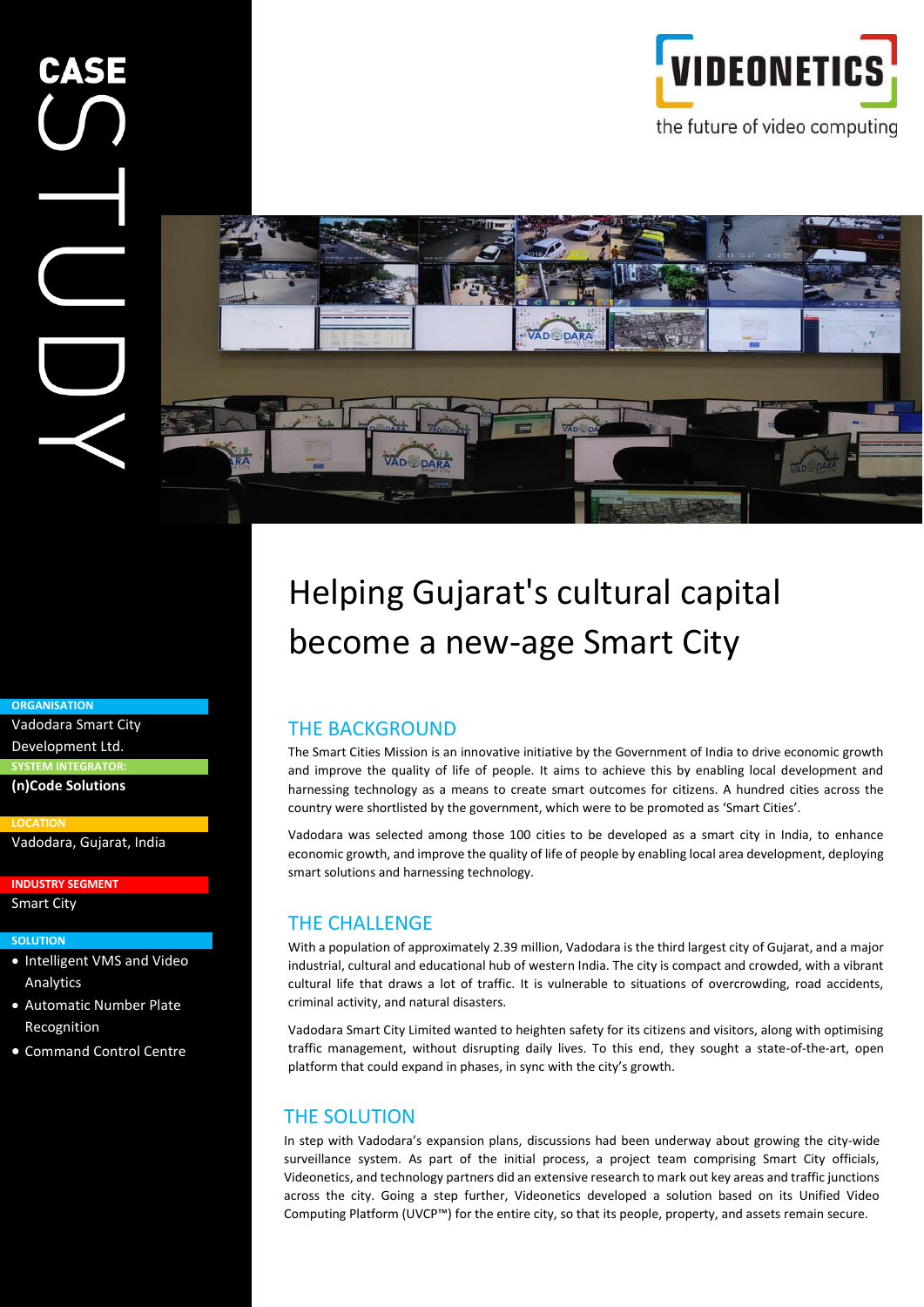CASE STUDY

VIDEONETICS

the future of video computing

# Helping Gujarat's cultural capital become a new-age Smart City

**ORGANISATION**
Vadodara Smart City Development Ltd.

**SYSTEM INTEGRATOR:**
**(n)Code Solutions**

**LOCATION**
Vadodara, Gujarat, India

**INDUSTRY SEGMENT**
Smart City

**SOLUTION**
- Intelligent VMS and Video Analytics
- Automatic Number Plate Recognition
- Command Control Centre

## THE BACKGROUND

The Smart Cities Mission is an innovative initiative by the Government of India to drive economic growth and improve the quality of life of people. It aims to achieve this by enabling local development and harnessing technology as a means to create smart outcomes for citizens. A hundred cities across the country were shortlisted by the government, which were to be promoted as 'Smart Cities'.

Vadodara was selected among those 100 cities to be developed as a smart city in India, to enhance economic growth, and improve the quality of life of people by enabling local area development, deploying smart solutions and harnessing technology.

## THE CHALLENGE

With a population of approximately 2.39 million, Vadodara is the third largest city of Gujarat, and a major industrial, cultural and educational hub of western India. The city is compact and crowded, with a vibrant cultural life that draws a lot of traffic. It is vulnerable to situations of overcrowding, road accidents, criminal activity, and natural disasters.

Vadodara Smart City Limited wanted to heighten safety for its citizens and visitors, along with optimising traffic management, without disrupting daily lives. To this end, they sought a state-of-the-art, open platform that could expand in phases, in sync with the city's growth.

## THE SOLUTION

In step with Vadodara's expansion plans, discussions had been underway about growing the city-wide surveillance system. As part of the initial process, a project team comprising Smart City officials, Videonetics, and technology partners did an extensive research to mark out key areas and traffic junctions across the city. Going a step further, Videonetics developed a solution based on its Unified Video Computing Platform (UVCP™) for the entire city, so that its people, property, and assets remain secure.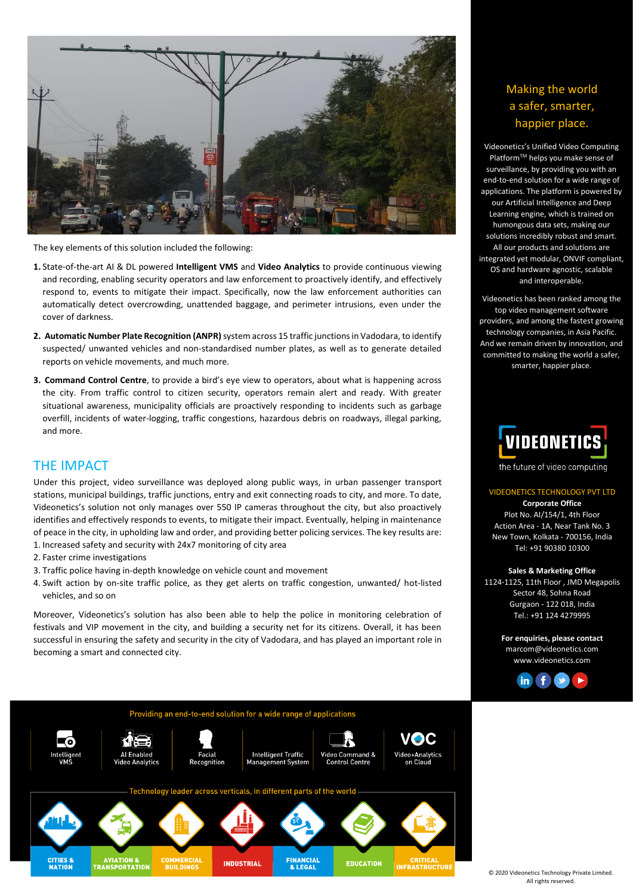The key elements of this solution included the following:

1. State-of-the-art AI & DL powered **Intelligent VMS** and **Video Analytics** to provide continuous viewing and recording, enabling security operators and law enforcement to proactively identify, and effectively respond to, events to mitigate their impact. Specifically, now the law enforcement authorities can automatically detect overcrowding, unattended baggage, and perimeter intrusions, even under the cover of darkness.
2. **Automatic Number Plate Recognition (ANPR)** system across 15 traffic junctions in Vadodara, to identify suspected/ unwanted vehicles and non-standardised number plates, as well as to generate detailed reports on vehicle movements, and much more.
3. **Command Control Centre**, to provide a bird's eye view to operators, about what is happening across the city. From traffic control to citizen security, operators remain alert and ready. With greater situational awareness, municipality officials are proactively responding to incidents such as garbage overfill, incidents of water-logging, traffic congestions, hazardous debris on roadways, illegal parking, and more.

## THE IMPACT

Under this project, video surveillance was deployed along public ways, in urban passenger transport stations, municipal buildings, traffic junctions, entry and exit connecting roads to city, and more. To date, Videonetics's solution not only manages over 550 IP cameras throughout the city, but also proactively identifies and effectively responds to events, to mitigate their impact. Eventually, helping in maintenance of peace in the city, in upholding law and order, and providing better policing services. The key results are:

1. Increased safety and security with 24x7 monitoring of city area
2. Faster crime investigations
3. Traffic police having in-depth knowledge on vehicle count and movement
4. Swift action by on-site traffic police, as they get alerts on traffic congestion, unwanted/ hot-listed vehicles, and so on

Moreover, Videonetics's solution has also been able to help the police in monitoring celebration of festivals and VIP movement in the city, and building a security net for its citizens. Overall, it has been successful in ensuring the safety and security in the city of Vadodara, and has played an important role in becoming a smart and connected city.

Providing an end-to-end solution for a wide range of applications

Intelligent VMS
AI Enabled Video Analytics
Facial Recognition
Intelligent Traffic Management System
Video Command & Control Centre
Video+Analytics on Cloud

Technology leader across verticals, in different parts of the world

CITIES & NATION
AVIATION & TRANSPORTATION
COMMERCIAL BUILDINGS
INDUSTRIAL
FINANCIAL & LEGAL
EDUCATION
CRITICAL INFRASTRUCTURE

## Making the world a safer, smarter, happier place.

Videonetics's Unified Video Computing Platform™ helps you make sense of surveillance, by providing you with an end-to-end solution for a wide range of applications. The platform is powered by our Artificial Intelligence and Deep Learning engine, which is trained on humongous data sets, making our solutions incredibly robust and smart. All our products and solutions are integrated yet modular, ONVIF compliant, OS and hardware agnostic, scalable and interoperable.

Videonetics has been ranked among the top video management software providers, and among the fastest growing technology companies, in Asia Pacific. And we remain driven by innovation, and committed to making the world a safer, smarter, happier place.

VIDEONETICS
the future of video computing

VIDEONETICS TECHNOLOGY PVT LTD

**Corporate Office**
Plot No. AI/154/1, 4th Floor
Action Area - 1A, Near Tank No. 3
New Town, Kolkata - 700156, India
Tel: +91 90380 10300

**Sales & Marketing Office**
1124-1125, 11th Floor , JMD Megapolis
Sector 48, Sohna Road
Gurgaon - 122 018, India
Tel.: +91 124 4279995

**For enquiries, please contact**
marcom@videonetics.com
www.videonetics.com

© 2020 Videonetics Technology Private Limited. All rights reserved.